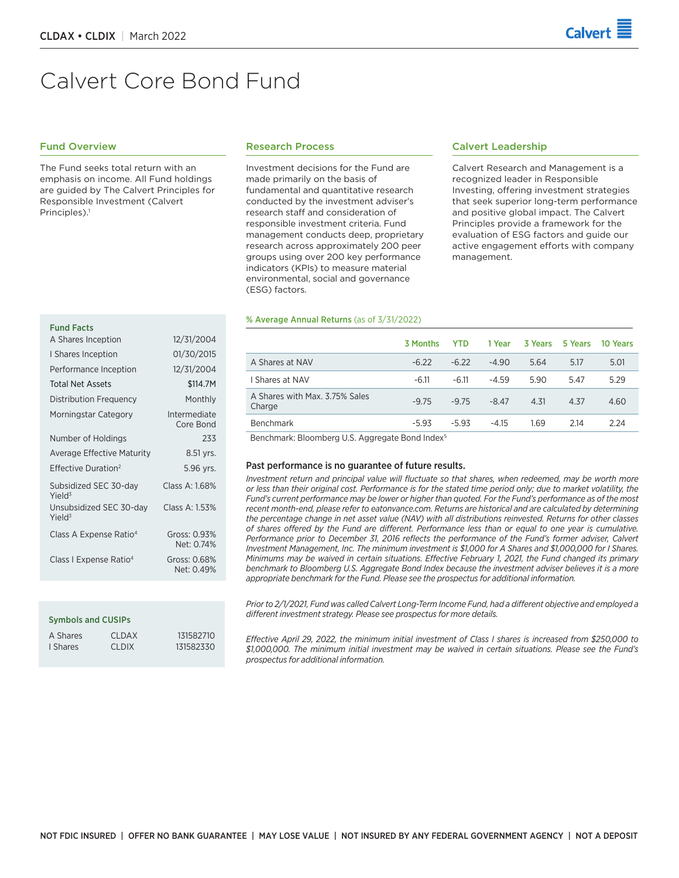CLDAX • CLDIX | March 2022

# Calvert Core Bond Fund

## Fund Overview

The Fund seeks total return with an emphasis on income. All Fund holdings are guided by The Calvert Principles for Responsible Investment (Calvert Principles).[1]

## Research Process

Investment decisions for the Fund are made primarily on the basis of fundamental and quantitative research conducted by the investment adviser's research staff and consideration of responsible investment criteria. Fund management conducts deep, proprietary research across approximately 200 peer groups using over 200 key performance indicators (KPIs) to measure material environmental, social and governance (ESG) factors.

## Calvert Leadership

Calvert Research and Management is a recognized leader in Responsible Investing, offering investment strategies that seek superior long-term performance and positive global impact. The Calvert Principles provide a framework for the evaluation of ESG factors and guide our active engagement efforts with company management.

### Fund Facts

| | |
|---|---|
| A Shares Inception | 12/31/2004 |
| I Shares Inception | 01/30/2015 |
| Performance Inception | 12/31/2004 |
| Total Net Assets | $114.7M |
| Distribution Frequency | Monthly |
| Morningstar Category | Intermediate Core Bond |
| Number of Holdings | 233 |
| Average Effective Maturity | 8.51 yrs. |
| Effective Duration[2] | 5.96 yrs. |
| Subsidized SEC 30-day Yield[3] | Class A: 1.68% |
| Unsubsidized SEC 30-day Yield[3] | Class A: 1.53% |
| Class A Expense Ratio[4] | Gross: 0.93% Net: 0.74% |
| Class I Expense Ratio[4] | Gross: 0.68% Net: 0.49% |

### Symbols and CUSIPs

| | | |
|---|---|---|
| A Shares | CLDAX | 131582710 |
| I Shares | CLDIX | 131582330 |

### % Average Annual Returns (as of 3/31/2022)

| | 3 Months | YTD | 1 Year | 3 Years | 5 Years | 10 Years |
|---|---|---|---|---|---|---|
| A Shares at NAV | -6.22 | -6.22 | -4.90 | 5.64 | 5.17 | 5.01 |
| I Shares at NAV | -6.11 | -6.11 | -4.59 | 5.90 | 5.47 | 5.29 |
| A Shares with Max. 3.75% Sales Charge | -9.75 | -9.75 | -8.47 | 4.31 | 4.37 | 4.60 |
| Benchmark | -5.93 | -5.93 | -4.15 | 1.69 | 2.14 | 2.24 |

Benchmark: Bloomberg U.S. Aggregate Bond Index[5]

**Past performance is no guarantee of future results.**

*Investment return and principal value will fluctuate so that shares, when redeemed, may be worth more or less than their original cost. Performance is for the stated time period only; due to market volatility, the Fund's current performance may be lower or higher than quoted. For the Fund's performance as of the most recent month-end, please refer to eatonvance.com. Returns are historical and are calculated by determining the percentage change in net asset value (NAV) with all distributions reinvested. Returns for other classes of shares offered by the Fund are different. Performance less than or equal to one year is cumulative. Performance prior to December 31, 2016 reflects the performance of the Fund's former adviser, Calvert Investment Management, Inc. The minimum investment is $1,000 for A Shares and $1,000,000 for I Shares. Minimums may be waived in certain situations. Effective February 1, 2021, the Fund changed its primary benchmark to Bloomberg U.S. Aggregate Bond Index because the investment adviser believes it is a more appropriate benchmark for the Fund. Please see the prospectus for additional information.*

*Prior to 2/1/2021, Fund was called Calvert Long-Term Income Fund, had a different objective and employed a different investment strategy. Please see prospectus for more details.*

*Effective April 29, 2022, the minimum initial investment of Class I shares is increased from $250,000 to $1,000,000. The minimum initial investment may be waived in certain situations. Please see the Fund's prospectus for additional information.*

NOT FDIC INSURED | OFFER NO BANK GUARANTEE | MAY LOSE VALUE | NOT INSURED BY ANY FEDERAL GOVERNMENT AGENCY | NOT A DEPOSIT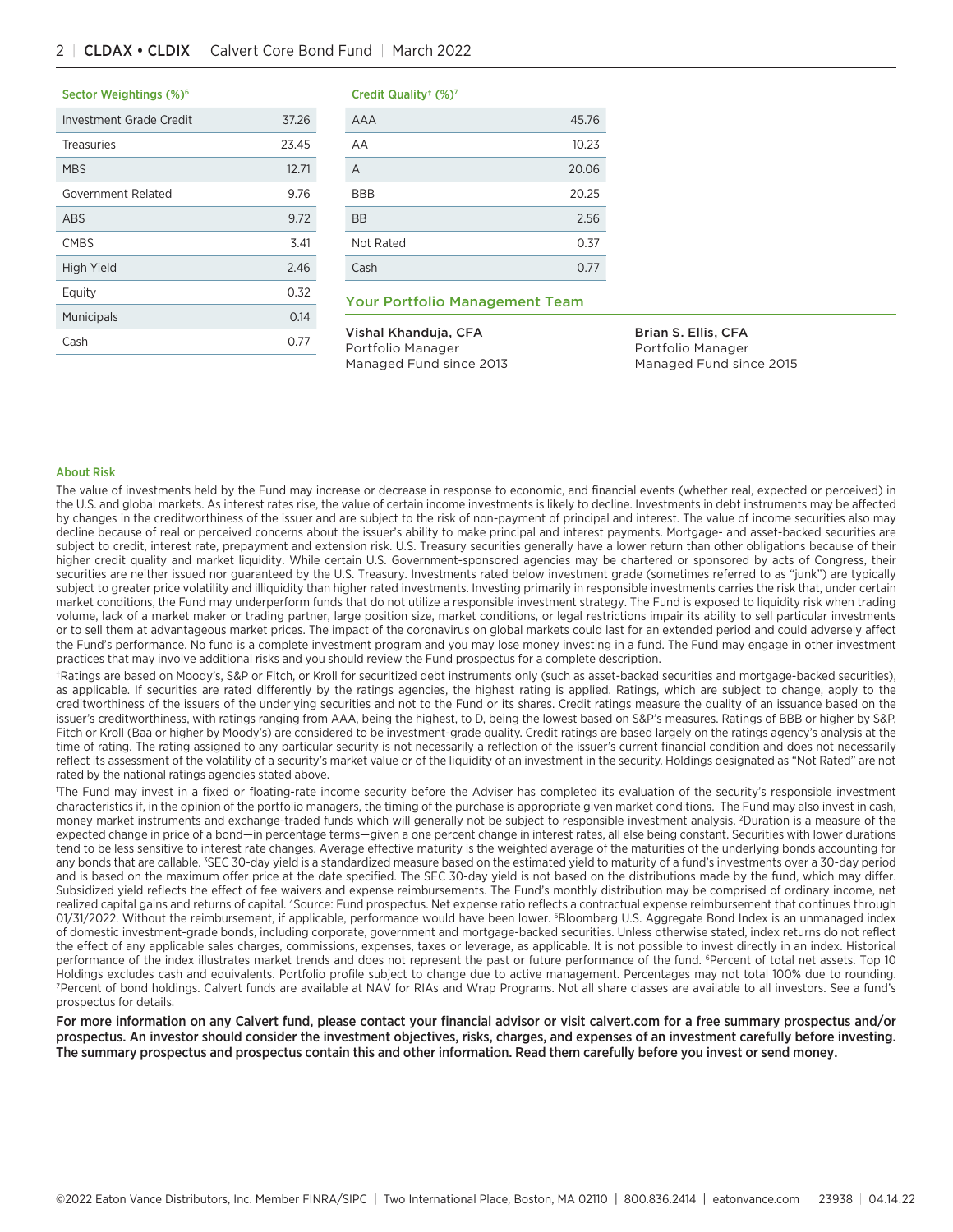### Sector Weightings (%)[6]

| | |
|---|---|
| Investment Grade Credit | 37.26 |
| Treasuries | 23.45 |
| MBS | 12.71 |
| Government Related | 9.76 |
| ABS | 9.72 |
| CMBS | 3.41 |
| High Yield | 2.46 |
| Equity | 0.32 |
| Municipals | 0.14 |
| Cash | 0.77 |

### Credit Quality† (%)[7]

| | |
|---|---|
| AAA | 45.76 |
| AA | 10.23 |
| A | 20.06 |
| BBB | 20.25 |
| BB | 2.56 |
| Not Rated | 0.37 |
| Cash | 0.77 |

## Your Portfolio Management Team

**Vishal Khanduja, CFA**
Portfolio Manager
Managed Fund since 2013

**Brian S. Ellis, CFA**
Portfolio Manager
Managed Fund since 2015

### About Risk

The value of investments held by the Fund may increase or decrease in response to economic, and financial events (whether real, expected or perceived) in the U.S. and global markets. As interest rates rise, the value of certain income investments is likely to decline. Investments in debt instruments may be affected by changes in the creditworthiness of the issuer and are subject to the risk of non-payment of principal and interest. The value of income securities also may decline because of real or perceived concerns about the issuer's ability to make principal and interest payments. Mortgage- and asset-backed securities are subject to credit, interest rate, prepayment and extension risk. U.S. Treasury securities generally have a lower return than other obligations because of their higher credit quality and market liquidity. While certain U.S. Government-sponsored agencies may be chartered or sponsored by acts of Congress, their securities are neither issued nor guaranteed by the U.S. Treasury. Investments rated below investment grade (sometimes referred to as "junk") are typically subject to greater price volatility and illiquidity than higher rated investments. Investing primarily in responsible investments carries the risk that, under certain market conditions, the Fund may underperform funds that do not utilize a responsible investment strategy. The Fund is exposed to liquidity risk when trading volume, lack of a market maker or trading partner, large position size, market conditions, or legal restrictions impair its ability to sell particular investments or to sell them at advantageous market prices. The impact of the coronavirus on global markets could last for an extended period and could adversely affect the Fund's performance. No fund is a complete investment program and you may lose money investing in a fund. The Fund may engage in other investment practices that may involve additional risks and you should review the Fund prospectus for a complete description.

†Ratings are based on Moody's, S&P or Fitch, or Kroll for securitized debt instruments only (such as asset-backed securities and mortgage-backed securities), as applicable. If securities are rated differently by the ratings agencies, the highest rating is applied. Ratings, which are subject to change, apply to the creditworthiness of the issuers of the underlying securities and not to the Fund or its shares. Credit ratings measure the quality of an issuance based on the issuer's creditworthiness, with ratings ranging from AAA, being the highest, to D, being the lowest based on S&P's measures. Ratings of BBB or higher by S&P, Fitch or Kroll (Baa or higher by Moody's) are considered to be investment-grade quality. Credit ratings are based largely on the ratings agency's analysis at the time of rating. The rating assigned to any particular security is not necessarily a reflection of the issuer's current financial condition and does not necessarily reflect its assessment of the volatility of a security's market value or of the liquidity of an investment in the security. Holdings designated as "Not Rated" are not rated by the national ratings agencies stated above.

[1]The Fund may invest in a fixed or floating-rate income security before the Adviser has completed its evaluation of the security's responsible investment characteristics if, in the opinion of the portfolio managers, the timing of the purchase is appropriate given market conditions. The Fund may also invest in cash, money market instruments and exchange-traded funds which will generally not be subject to responsible investment analysis. [2]Duration is a measure of the expected change in price of a bond—in percentage terms—given a one percent change in interest rates, all else being constant. Securities with lower durations tend to be less sensitive to interest rate changes. Average effective maturity is the weighted average of the maturities of the underlying bonds accounting for any bonds that are callable. [3]SEC 30-day yield is a standardized measure based on the estimated yield to maturity of a fund's investments over a 30-day period and is based on the maximum offer price at the date specified. The SEC 30-day yield is not based on the distributions made by the fund, which may differ. Subsidized yield reflects the effect of fee waivers and expense reimbursements. The Fund's monthly distribution may be comprised of ordinary income, net realized capital gains and returns of capital. [4]Source: Fund prospectus. Net expense ratio reflects a contractual expense reimbursement that continues through 01/31/2022. Without the reimbursement, if applicable, performance would have been lower. [5]Bloomberg U.S. Aggregate Bond Index is an unmanaged index of domestic investment-grade bonds, including corporate, government and mortgage-backed securities. Unless otherwise stated, index returns do not reflect the effect of any applicable sales charges, commissions, expenses, taxes or leverage, as applicable. It is not possible to invest directly in an index. Historical performance of the index illustrates market trends and does not represent the past or future performance of the fund. [6]Percent of total net assets. Top 10 Holdings excludes cash and equivalents. Portfolio profile subject to change due to active management. Percentages may not total 100% due to rounding. [7]Percent of bond holdings. Calvert funds are available at NAV for RIAs and Wrap Programs. Not all share classes are available to all investors. See a fund's prospectus for details.

**For more information on any Calvert fund, please contact your financial advisor or visit calvert.com for a free summary prospectus and/or prospectus. An investor should consider the investment objectives, risks, charges, and expenses of an investment carefully before investing. The summary prospectus and prospectus contain this and other information. Read them carefully before you invest or send money.**

©2022 Eaton Vance Distributors, Inc. Member FINRA/SIPC | Two International Place, Boston, MA 02110 | 800.836.2414 | eatonvance.com 23938 | 04.14.22